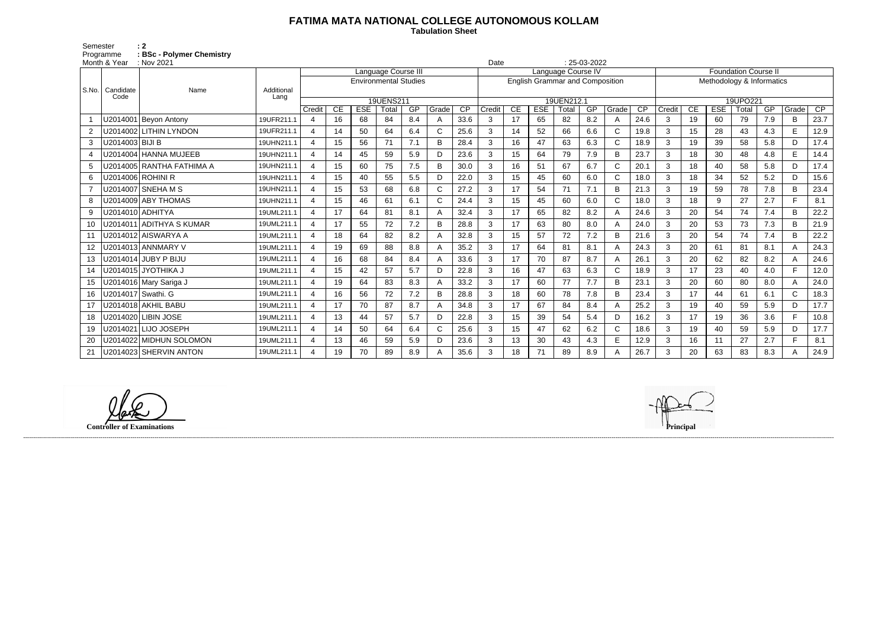# FATIMA MATA NATIONAL COLLEGE AUTONOMOUS KOLLAM

**Tabulation Sheet**

Semester : 2
Programme : BSc - Polymer Chemistry
Month & Year : Nov 2021
Date : 25-03-2022

| S.No. | Candidate Code | Name | Additional Lang | Language Course III | | | | | | | Language Course IV | | | | | | | Foundation Course II | | | | | | |
|---|---|---|---|---|---|---|---|---|---|---|---|---|---|---|---|---|---|---|---|---|---|---|---|---|
| | | | | Environmental Studies | | | | | | | English Grammar and Composition | | | | | | | Methodology & Informatics | | | | | | |
| | | | | 19UENS211 | | | | | | | 19UEN212.1 | | | | | | | 19UPO221 | | | | | | |
| | | | | Credit | CE | ESE | Total | GP | Grade | CP | Credit | CE | ESE | Total | GP | Grade | CP | Credit | CE | ESE | Total | GP | Grade | CP |
| 1 | U2014001 | Beyon Antony | 19UFR211.1 | 4 | 16 | 68 | 84 | 8.4 | A | 33.6 | 3 | 17 | 65 | 82 | 8.2 | A | 24.6 | 3 | 19 | 60 | 79 | 7.9 | B | 23.7 |
| 2 | U2014002 | LITHIN LYNDON | 19UFR211.1 | 4 | 14 | 50 | 64 | 6.4 | C | 25.6 | 3 | 14 | 52 | 66 | 6.6 | C | 19.8 | 3 | 15 | 28 | 43 | 4.3 | E | 12.9 |
| 3 | U2014003 | BIJI B | 19UHN211.1 | 4 | 15 | 56 | 71 | 7.1 | B | 28.4 | 3 | 16 | 47 | 63 | 6.3 | C | 18.9 | 3 | 19 | 39 | 58 | 5.8 | D | 17.4 |
| 4 | U2014004 | HANNA MUJEEB | 19UHN211.1 | 4 | 14 | 45 | 59 | 5.9 | D | 23.6 | 3 | 15 | 64 | 79 | 7.9 | B | 23.7 | 3 | 18 | 30 | 48 | 4.8 | E | 14.4 |
| 5 | U2014005 | RANTHA FATHIMA A | 19UHN211.1 | 4 | 15 | 60 | 75 | 7.5 | B | 30.0 | 3 | 16 | 51 | 67 | 6.7 | C | 20.1 | 3 | 18 | 40 | 58 | 5.8 | D | 17.4 |
| 6 | U2014006 | ROHINI R | 19UHN211.1 | 4 | 15 | 40 | 55 | 5.5 | D | 22.0 | 3 | 15 | 45 | 60 | 6.0 | C | 18.0 | 3 | 18 | 34 | 52 | 5.2 | D | 15.6 |
| 7 | U2014007 | SNEHA M S | 19UHN211.1 | 4 | 15 | 53 | 68 | 6.8 | C | 27.2 | 3 | 17 | 54 | 71 | 7.1 | B | 21.3 | 3 | 19 | 59 | 78 | 7.8 | B | 23.4 |
| 8 | U2014009 | ABY THOMAS | 19UHN211.1 | 4 | 15 | 46 | 61 | 6.1 | C | 24.4 | 3 | 15 | 45 | 60 | 6.0 | C | 18.0 | 3 | 18 | 9 | 27 | 2.7 | F | 8.1 |
| 9 | U2014010 | ADHITYA | 19UML211.1 | 4 | 17 | 64 | 81 | 8.1 | A | 32.4 | 3 | 17 | 65 | 82 | 8.2 | A | 24.6 | 3 | 20 | 54 | 74 | 7.4 | B | 22.2 |
| 10 | U2014011 | ADITHYA S KUMAR | 19UML211.1 | 4 | 17 | 55 | 72 | 7.2 | B | 28.8 | 3 | 17 | 63 | 80 | 8.0 | A | 24.0 | 3 | 20 | 53 | 73 | 7.3 | B | 21.9 |
| 11 | U2014012 | AISWARYA A | 19UML211.1 | 4 | 18 | 64 | 82 | 8.2 | A | 32.8 | 3 | 15 | 57 | 72 | 7.2 | B | 21.6 | 3 | 20 | 54 | 74 | 7.4 | B | 22.2 |
| 12 | U2014013 | ANNMARY V | 19UML211.1 | 4 | 19 | 69 | 88 | 8.8 | A | 35.2 | 3 | 17 | 64 | 81 | 8.1 | A | 24.3 | 3 | 20 | 61 | 81 | 8.1 | A | 24.3 |
| 13 | U2014014 | JUBY P BIJU | 19UML211.1 | 4 | 16 | 68 | 84 | 8.4 | A | 33.6 | 3 | 17 | 70 | 87 | 8.7 | A | 26.1 | 3 | 20 | 62 | 82 | 8.2 | A | 24.6 |
| 14 | U2014015 | JYOTHIKA J | 19UML211.1 | 4 | 15 | 42 | 57 | 5.7 | D | 22.8 | 3 | 16 | 47 | 63 | 6.3 | C | 18.9 | 3 | 17 | 23 | 40 | 4.0 | F | 12.0 |
| 15 | U2014016 | Mary Sariga J | 19UML211.1 | 4 | 19 | 64 | 83 | 8.3 | A | 33.2 | 3 | 17 | 60 | 77 | 7.7 | B | 23.1 | 3 | 20 | 60 | 80 | 8.0 | A | 24.0 |
| 16 | U2014017 | Swathi. G | 19UML211.1 | 4 | 16 | 56 | 72 | 7.2 | B | 28.8 | 3 | 18 | 60 | 78 | 7.8 | B | 23.4 | 3 | 17 | 44 | 61 | 6.1 | C | 18.3 |
| 17 | U2014018 | AKHIL BABU | 19UML211.1 | 4 | 17 | 70 | 87 | 8.7 | A | 34.8 | 3 | 17 | 67 | 84 | 8.4 | A | 25.2 | 3 | 19 | 40 | 59 | 5.9 | D | 17.7 |
| 18 | U2014020 | LIBIN JOSE | 19UML211.1 | 4 | 13 | 44 | 57 | 5.7 | D | 22.8 | 3 | 15 | 39 | 54 | 5.4 | D | 16.2 | 3 | 17 | 19 | 36 | 3.6 | F | 10.8 |
| 19 | U2014021 | LIJO JOSEPH | 19UML211.1 | 4 | 14 | 50 | 64 | 6.4 | C | 25.6 | 3 | 15 | 47 | 62 | 6.2 | C | 18.6 | 3 | 19 | 40 | 59 | 5.9 | D | 17.7 |
| 20 | U2014022 | MIDHUN SOLOMON | 19UML211.1 | 4 | 13 | 46 | 59 | 5.9 | D | 23.6 | 3 | 13 | 30 | 43 | 4.3 | E | 12.9 | 3 | 16 | 11 | 27 | 2.7 | F | 8.1 |
| 21 | U2014023 | SHERVIN ANTON | 19UML211.1 | 4 | 19 | 70 | 89 | 8.9 | A | 35.6 | 3 | 18 | 71 | 89 | 8.9 | A | 26.7 | 3 | 20 | 63 | 83 | 8.3 | A | 24.9 |

**Controller of Examinations**

**Principal**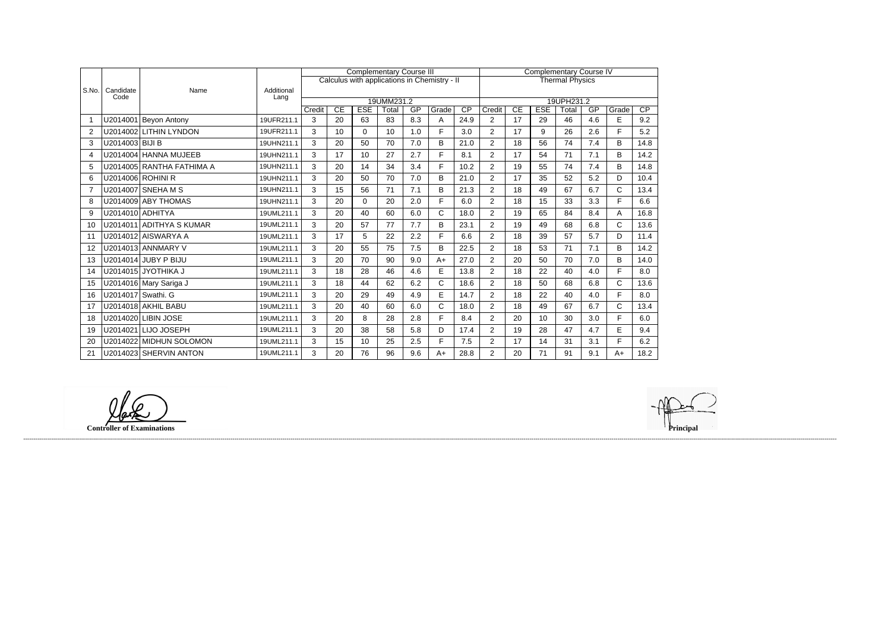| S.No. | Candidate Code | Name | Additional Lang | Complementary Course III | | | | | | | Complementary Course IV | | | | | | |
|---|---|---|---|---|---|---|---|---|---|---|---|---|---|---|---|---|---|
| | | | | Calculus with applications in Chemistry - II | | | | | | | Thermal Physics | | | | | | |
| | | | | 19UMM231.2 | | | | | | | 19UPH231.2 | | | | | | |
| | | | | Credit | CE | ESE | Total | GP | Grade | CP | Credit | CE | ESE | Total | GP | Grade | CP |
| 1 | U2014001 | Beyon Antony | 19UFR211.1 | 3 | 20 | 63 | 83 | 8.3 | A | 24.9 | 2 | 17 | 29 | 46 | 4.6 | E | 9.2 |
| 2 | U2014002 | LITHIN LYNDON | 19UFR211.1 | 3 | 10 | 0 | 10 | 1.0 | F | 3.0 | 2 | 17 | 9 | 26 | 2.6 | F | 5.2 |
| 3 | U2014003 | BIJI B | 19UHN211.1 | 3 | 20 | 50 | 70 | 7.0 | B | 21.0 | 2 | 18 | 56 | 74 | 7.4 | B | 14.8 |
| 4 | U2014004 | HANNA MUJEEB | 19UHN211.1 | 3 | 17 | 10 | 27 | 2.7 | F | 8.1 | 2 | 17 | 54 | 71 | 7.1 | B | 14.2 |
| 5 | U2014005 | RANTHA FATHIMA A | 19UHN211.1 | 3 | 20 | 14 | 34 | 3.4 | F | 10.2 | 2 | 19 | 55 | 74 | 7.4 | B | 14.8 |
| 6 | U2014006 | ROHINI R | 19UHN211.1 | 3 | 20 | 50 | 70 | 7.0 | B | 21.0 | 2 | 17 | 35 | 52 | 5.2 | D | 10.4 |
| 7 | U2014007 | SNEHA M S | 19UHN211.1 | 3 | 15 | 56 | 71 | 7.1 | B | 21.3 | 2 | 18 | 49 | 67 | 6.7 | C | 13.4 |
| 8 | U2014009 | ABY THOMAS | 19UHN211.1 | 3 | 20 | 0 | 20 | 2.0 | F | 6.0 | 2 | 18 | 15 | 33 | 3.3 | F | 6.6 |
| 9 | U2014010 | ADHITYA | 19UML211.1 | 3 | 20 | 40 | 60 | 6.0 | C | 18.0 | 2 | 19 | 65 | 84 | 8.4 | A | 16.8 |
| 10 | U2014011 | ADITHYA S KUMAR | 19UML211.1 | 3 | 20 | 57 | 77 | 7.7 | B | 23.1 | 2 | 19 | 49 | 68 | 6.8 | C | 13.6 |
| 11 | U2014012 | AISWARYA A | 19UML211.1 | 3 | 17 | 5 | 22 | 2.2 | F | 6.6 | 2 | 18 | 39 | 57 | 5.7 | D | 11.4 |
| 12 | U2014013 | ANNMARY V | 19UML211.1 | 3 | 20 | 55 | 75 | 7.5 | B | 22.5 | 2 | 18 | 53 | 71 | 7.1 | B | 14.2 |
| 13 | U2014014 | JUBY P BIJU | 19UML211.1 | 3 | 20 | 70 | 90 | 9.0 | A+ | 27.0 | 2 | 20 | 50 | 70 | 7.0 | B | 14.0 |
| 14 | U2014015 | JYOTHIKA J | 19UML211.1 | 3 | 18 | 28 | 46 | 4.6 | E | 13.8 | 2 | 18 | 22 | 40 | 4.0 | F | 8.0 |
| 15 | U2014016 | Mary Sariga J | 19UML211.1 | 3 | 18 | 44 | 62 | 6.2 | C | 18.6 | 2 | 18 | 50 | 68 | 6.8 | C | 13.6 |
| 16 | U2014017 | Swathi. G | 19UML211.1 | 3 | 20 | 29 | 49 | 4.9 | E | 14.7 | 2 | 18 | 22 | 40 | 4.0 | F | 8.0 |
| 17 | U2014018 | AKHIL BABU | 19UML211.1 | 3 | 20 | 40 | 60 | 6.0 | C | 18.0 | 2 | 18 | 49 | 67 | 6.7 | C | 13.4 |
| 18 | U2014020 | LIBIN JOSE | 19UML211.1 | 3 | 20 | 8 | 28 | 2.8 | F | 8.4 | 2 | 20 | 10 | 30 | 3.0 | F | 6.0 |
| 19 | U2014021 | LIJO JOSEPH | 19UML211.1 | 3 | 20 | 38 | 58 | 5.8 | D | 17.4 | 2 | 19 | 28 | 47 | 4.7 | E | 9.4 |
| 20 | U2014022 | MIDHUN SOLOMON | 19UML211.1 | 3 | 15 | 10 | 25 | 2.5 | F | 7.5 | 2 | 17 | 14 | 31 | 3.1 | F | 6.2 |
| 21 | U2014023 | SHERVIN ANTON | 19UML211.1 | 3 | 20 | 76 | 96 | 9.6 | A+ | 28.8 | 2 | 20 | 71 | 91 | 9.1 | A+ | 18.2 |

**Controller of Examinations**

**Principal**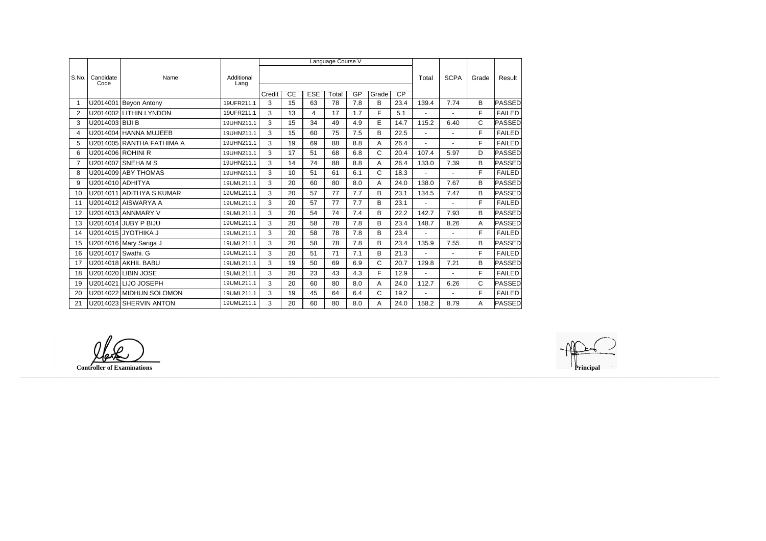| S.No. | Candidate Code | Name | Additional Lang | Language Course V | | | | | | | Total | SCPA | Grade | Result |
|---|---|---|---|---|---|---|---|---|---|---|---|---|---|---|
| | | | | Credit | CE | ESE | Total | GP | Grade | CP | | | | |
| 1 | U2014001 | Beyon Antony | 19UFR211.1 | 3 | 15 | 63 | 78 | 7.8 | B | 23.4 | 139.4 | 7.74 | B | PASSED |
| 2 | U2014002 | LITHIN LYNDON | 19UFR211.1 | 3 | 13 | 4 | 17 | 1.7 | F | 5.1 | - | - | F | FAILED |
| 3 | U2014003 | BIJI B | 19UHN211.1 | 3 | 15 | 34 | 49 | 4.9 | E | 14.7 | 115.2 | 6.40 | C | PASSED |
| 4 | U2014004 | HANNA MUJEEB | 19UHN211.1 | 3 | 15 | 60 | 75 | 7.5 | B | 22.5 | - | - | F | FAILED |
| 5 | U2014005 | RANTHA FATHIMA A | 19UHN211.1 | 3 | 19 | 69 | 88 | 8.8 | A | 26.4 | - | - | F | FAILED |
| 6 | U2014006 | ROHINI R | 19UHN211.1 | 3 | 17 | 51 | 68 | 6.8 | C | 20.4 | 107.4 | 5.97 | D | PASSED |
| 7 | U2014007 | SNEHA M S | 19UHN211.1 | 3 | 14 | 74 | 88 | 8.8 | A | 26.4 | 133.0 | 7.39 | B | PASSED |
| 8 | U2014009 | ABY THOMAS | 19UHN211.1 | 3 | 10 | 51 | 61 | 6.1 | C | 18.3 | - | - | F | FAILED |
| 9 | U2014010 | ADHITYA | 19UML211.1 | 3 | 20 | 60 | 80 | 8.0 | A | 24.0 | 138.0 | 7.67 | B | PASSED |
| 10 | U2014011 | ADITHYA S KUMAR | 19UML211.1 | 3 | 20 | 57 | 77 | 7.7 | B | 23.1 | 134.5 | 7.47 | B | PASSED |
| 11 | U2014012 | AISWARYA A | 19UML211.1 | 3 | 20 | 57 | 77 | 7.7 | B | 23.1 | - | - | F | FAILED |
| 12 | U2014013 | ANNMARY V | 19UML211.1 | 3 | 20 | 54 | 74 | 7.4 | B | 22.2 | 142.7 | 7.93 | B | PASSED |
| 13 | U2014014 | JUBY P BIJU | 19UML211.1 | 3 | 20 | 58 | 78 | 7.8 | B | 23.4 | 148.7 | 8.26 | A | PASSED |
| 14 | U2014015 | JYOTHIKA J | 19UML211.1 | 3 | 20 | 58 | 78 | 7.8 | B | 23.4 | - | - | F | FAILED |
| 15 | U2014016 | Mary Sariga J | 19UML211.1 | 3 | 20 | 58 | 78 | 7.8 | B | 23.4 | 135.9 | 7.55 | B | PASSED |
| 16 | U2014017 | Swathi. G | 19UML211.1 | 3 | 20 | 51 | 71 | 7.1 | B | 21.3 | - | - | F | FAILED |
| 17 | U2014018 | AKHIL BABU | 19UML211.1 | 3 | 19 | 50 | 69 | 6.9 | C | 20.7 | 129.8 | 7.21 | B | PASSED |
| 18 | U2014020 | LIBIN JOSE | 19UML211.1 | 3 | 20 | 23 | 43 | 4.3 | F | 12.9 | - | - | F | FAILED |
| 19 | U2014021 | LIJO JOSEPH | 19UML211.1 | 3 | 20 | 60 | 80 | 8.0 | A | 24.0 | 112.7 | 6.26 | C | PASSED |
| 20 | U2014022 | MIDHUN SOLOMON | 19UML211.1 | 3 | 19 | 45 | 64 | 6.4 | C | 19.2 | - | - | F | FAILED |
| 21 | U2014023 | SHERVIN ANTON | 19UML211.1 | 3 | 20 | 60 | 80 | 8.0 | A | 24.0 | 158.2 | 8.79 | A | PASSED |

**Controller of Examinations**

**Principal**